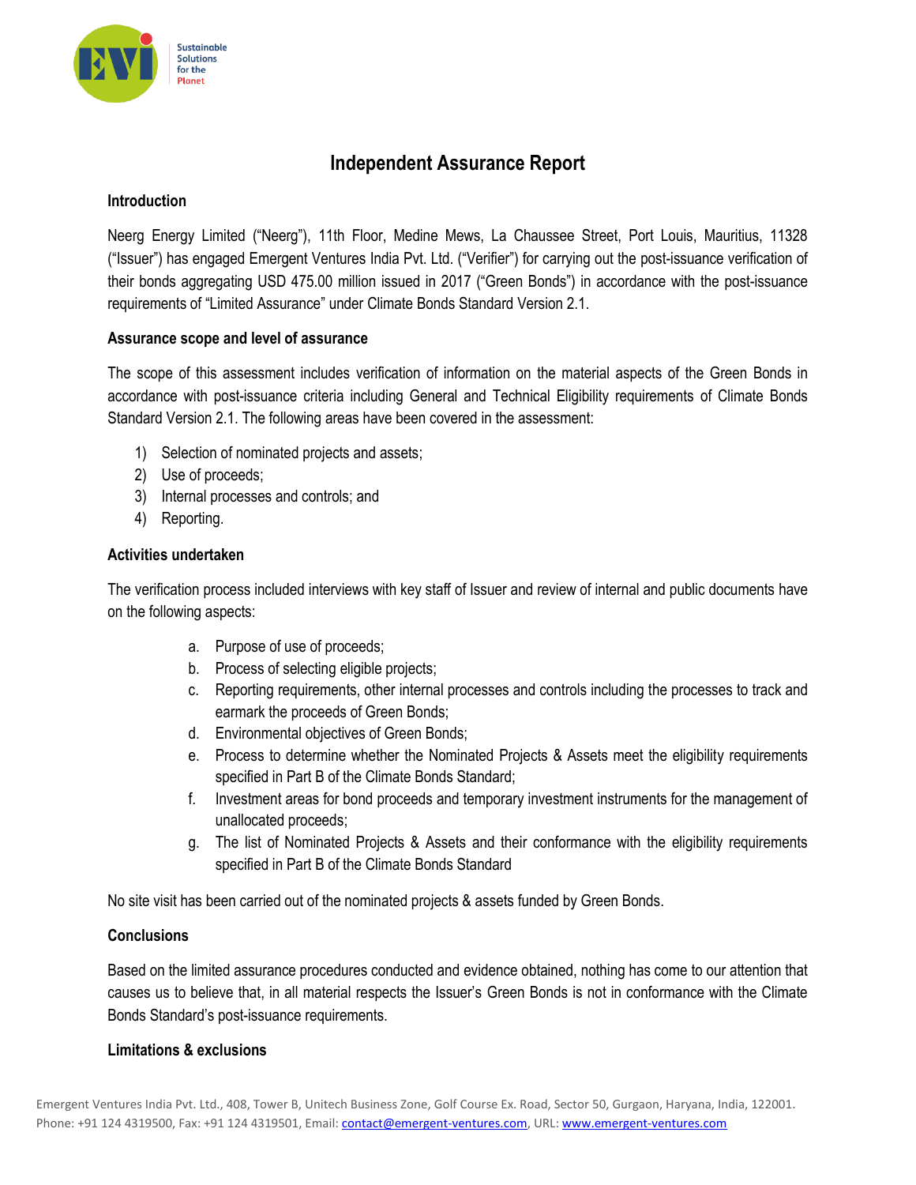# Independent Assurance Report

## Introduction

Neerg Energy Limited ("Neerg"), 11th Floor, Medine Mews, La Chaussee Street, Port Louis, Mauritius, 11328 ("Issuer") has engaged Emergent Ventures India Pvt. Ltd. ("Verifier") for carrying out the post-issuance verification of their bonds aggregating USD 475.00 million issued in 2017 ("Green Bonds") in accordance with the post-issuance requirements of "Limited Assurance" under Climate Bonds Standard Version 2.1.

## Assurance scope and level of assurance

The scope of this assessment includes verification of information on the material aspects of the Green Bonds in accordance with post-issuance criteria including General and Technical Eligibility requirements of Climate Bonds Standard Version 2.1. The following areas have been covered in the assessment:

1) Selection of nominated projects and assets;
2) Use of proceeds;
3) Internal processes and controls; and
4) Reporting.

## Activities undertaken

The verification process included interviews with key staff of Issuer and review of internal and public documents have on the following aspects:

a. Purpose of use of proceeds;
b. Process of selecting eligible projects;
c. Reporting requirements, other internal processes and controls including the processes to track and earmark the proceeds of Green Bonds;
d. Environmental objectives of Green Bonds;
e. Process to determine whether the Nominated Projects & Assets meet the eligibility requirements specified in Part B of the Climate Bonds Standard;
f. Investment areas for bond proceeds and temporary investment instruments for the management of unallocated proceeds;
g. The list of Nominated Projects & Assets and their conformance with the eligibility requirements specified in Part B of the Climate Bonds Standard

No site visit has been carried out of the nominated projects & assets funded by Green Bonds.

## Conclusions

Based on the limited assurance procedures conducted and evidence obtained, nothing has come to our attention that causes us to believe that, in all material respects the Issuer's Green Bonds is not in conformance with the Climate Bonds Standard's post-issuance requirements.

## Limitations & exclusions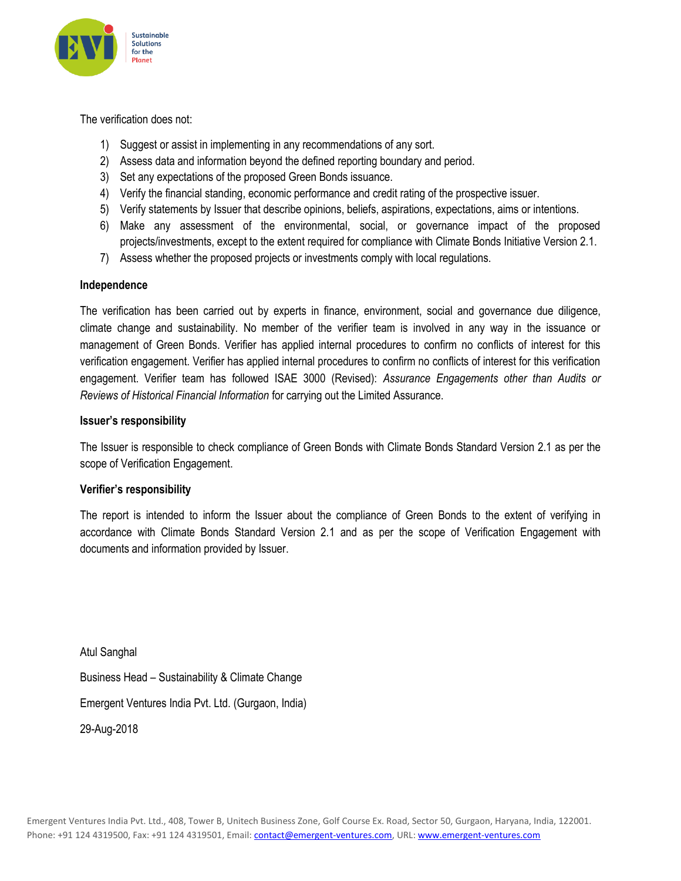The verification does not:

1) Suggest or assist in implementing in any recommendations of any sort.
2) Assess data and information beyond the defined reporting boundary and period.
3) Set any expectations of the proposed Green Bonds issuance.
4) Verify the financial standing, economic performance and credit rating of the prospective issuer.
5) Verify statements by Issuer that describe opinions, beliefs, aspirations, expectations, aims or intentions.
6) Make any assessment of the environmental, social, or governance impact of the proposed projects/investments, except to the extent required for compliance with Climate Bonds Initiative Version 2.1.
7) Assess whether the proposed projects or investments comply with local regulations.

**Independence**

The verification has been carried out by experts in finance, environment, social and governance due diligence, climate change and sustainability. No member of the verifier team is involved in any way in the issuance or management of Green Bonds. Verifier has applied internal procedures to confirm no conflicts of interest for this verification engagement. Verifier has applied internal procedures to confirm no conflicts of interest for this verification engagement. Verifier team has followed ISAE 3000 (Revised): *Assurance Engagements other than Audits or Reviews of Historical Financial Information* for carrying out the Limited Assurance.

**Issuer's responsibility**

The Issuer is responsible to check compliance of Green Bonds with Climate Bonds Standard Version 2.1 as per the scope of Verification Engagement.

**Verifier's responsibility**

The report is intended to inform the Issuer about the compliance of Green Bonds to the extent of verifying in accordance with Climate Bonds Standard Version 2.1 and as per the scope of Verification Engagement with documents and information provided by Issuer.

Atul Sanghal

Business Head – Sustainability & Climate Change

Emergent Ventures India Pvt. Ltd. (Gurgaon, India)

29-Aug-2018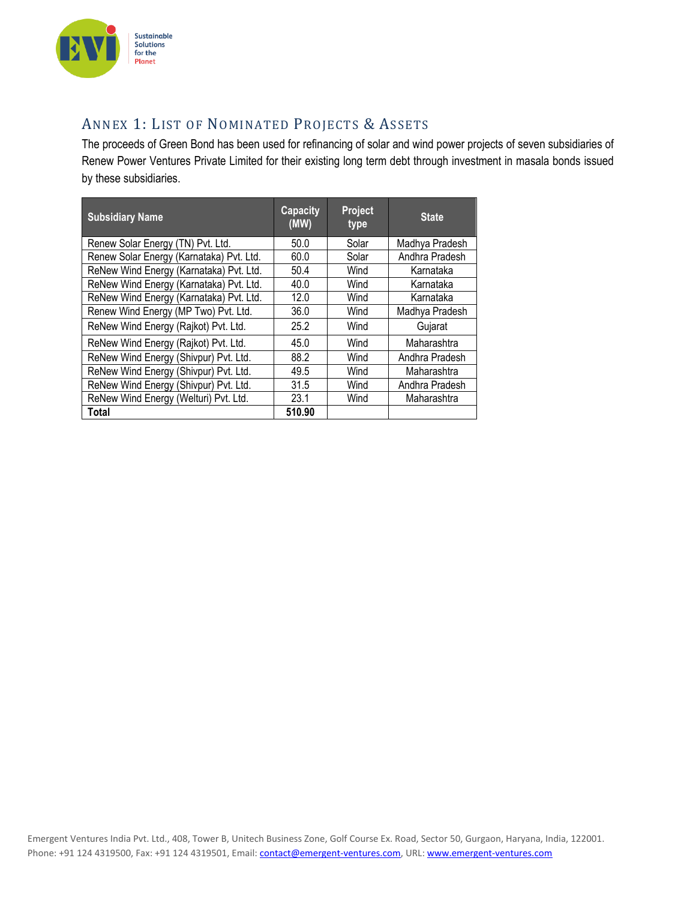## ANNEX 1: LIST OF NOMINATED PROJECTS & ASSETS

The proceeds of Green Bond has been used for refinancing of solar and wind power projects of seven subsidiaries of Renew Power Ventures Private Limited for their existing long term debt through investment in masala bonds issued by these subsidiaries.

| Subsidiary Name | Capacity (MW) | Project type | State |
|---|---|---|---|
| Renew Solar Energy (TN) Pvt. Ltd. | 50.0 | Solar | Madhya Pradesh |
| Renew Solar Energy (Karnataka) Pvt. Ltd. | 60.0 | Solar | Andhra Pradesh |
| ReNew Wind Energy (Karnataka) Pvt. Ltd. | 50.4 | Wind | Karnataka |
| ReNew Wind Energy (Karnataka) Pvt. Ltd. | 40.0 | Wind | Karnataka |
| ReNew Wind Energy (Karnataka) Pvt. Ltd. | 12.0 | Wind | Karnataka |
| Renew Wind Energy (MP Two) Pvt. Ltd. | 36.0 | Wind | Madhya Pradesh |
| ReNew Wind Energy (Rajkot) Pvt. Ltd. | 25.2 | Wind | Gujarat |
| ReNew Wind Energy (Rajkot) Pvt. Ltd. | 45.0 | Wind | Maharashtra |
| ReNew Wind Energy (Shivpur) Pvt. Ltd. | 88.2 | Wind | Andhra Pradesh |
| ReNew Wind Energy (Shivpur) Pvt. Ltd. | 49.5 | Wind | Maharashtra |
| ReNew Wind Energy (Shivpur) Pvt. Ltd. | 31.5 | Wind | Andhra Pradesh |
| ReNew Wind Energy (Welturi) Pvt. Ltd. | 23.1 | Wind | Maharashtra |
| **Total** | **510.90** | | |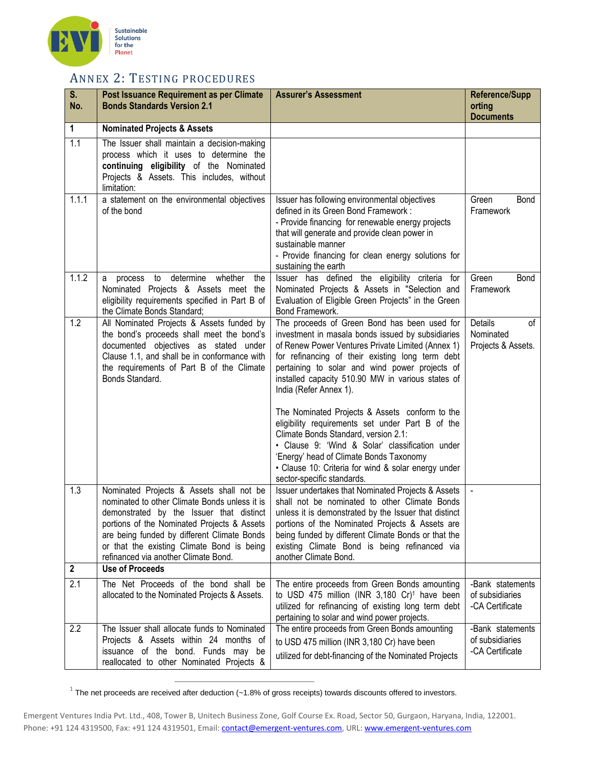## ANNEX 2: TESTING PROCEDURES

| S. No. | Post Issuance Requirement as per Climate Bonds Standards Version 2.1 | Assurer's Assessment | Reference/Supporting Documents |
|---|---|---|---|
| **1** | **Nominated Projects & Assets** | | |
| 1.1 | The Issuer shall maintain a decision-making process which it uses to determine the **continuing eligibility** of the Nominated Projects & Assets. This includes, without limitation: | | |
| 1.1.1 | a statement on the environmental objectives of the bond | Issuer has following environmental objectives defined in its Green Bond Framework :<br>- Provide financing for renewable energy projects that will generate and provide clean power in sustainable manner<br>- Provide financing for clean energy solutions for sustaining the earth | Green Bond Framework |
| 1.1.2 | a process to determine whether the Nominated Projects & Assets meet the eligibility requirements specified in Part B of the Climate Bonds Standard; | Issuer has defined the eligibility criteria for Nominated Projects & Assets in "Selection and Evaluation of Eligible Green Projects" in the Green Bond Framework. | Green Bond Framework |
| 1.2 | All Nominated Projects & Assets funded by the bond's proceeds shall meet the bond's documented objectives as stated under Clause 1.1, and shall be in conformance with the requirements of Part B of the Climate Bonds Standard. | The proceeds of Green Bond has been used for investment in masala bonds issued by subsidiaries of Renew Power Ventures Private Limited (Annex 1) for refinancing of their existing long term debt pertaining to solar and wind power projects of installed capacity 510.90 MW in various states of India (Refer Annex 1).<br><br>The Nominated Projects & Assets conform to the eligibility requirements set under Part B of the Climate Bonds Standard, version 2.1:<br>• Clause 9: 'Wind & Solar' classification under 'Energy' head of Climate Bonds Taxonomy<br>• Clause 10: Criteria for wind & solar energy under sector-specific standards. | Details of Nominated Projects & Assets. |
| 1.3 | Nominated Projects & Assets shall not be nominated to other Climate Bonds unless it is demonstrated by the Issuer that distinct portions of the Nominated Projects & Assets are being funded by different Climate Bonds or that the existing Climate Bond is being refinanced via another Climate Bond. | Issuer undertakes that Nominated Projects & Assets shall not be nominated to other Climate Bonds unless it is demonstrated by the Issuer that distinct portions of the Nominated Projects & Assets are being funded by different Climate Bonds or that the existing Climate Bond is being refinanced via another Climate Bond. | - |
| **2** | **Use of Proceeds** | | |
| 2.1 | The Net Proceeds of the bond shall be allocated to the Nominated Projects & Assets. | The entire proceeds from Green Bonds amounting to USD 475 million (INR 3,180 Cr)[1] have been utilized for refinancing of existing long term debt pertaining to solar and wind power projects. | -Bank statements of subsidiaries<br>-CA Certificate |
| 2.2 | The Issuer shall allocate funds to Nominated Projects & Assets within 24 months of issuance of the bond. Funds may be reallocated to other Nominated Projects & | The entire proceeds from Green Bonds amounting to USD 475 million (INR 3,180 Cr) have been utilized for debt-financing of the Nominated Projects | -Bank statements of subsidiaries<br>-CA Certificate |

[1] The net proceeds are received after deduction (~1.8% of gross receipts) towards discounts offered to investors.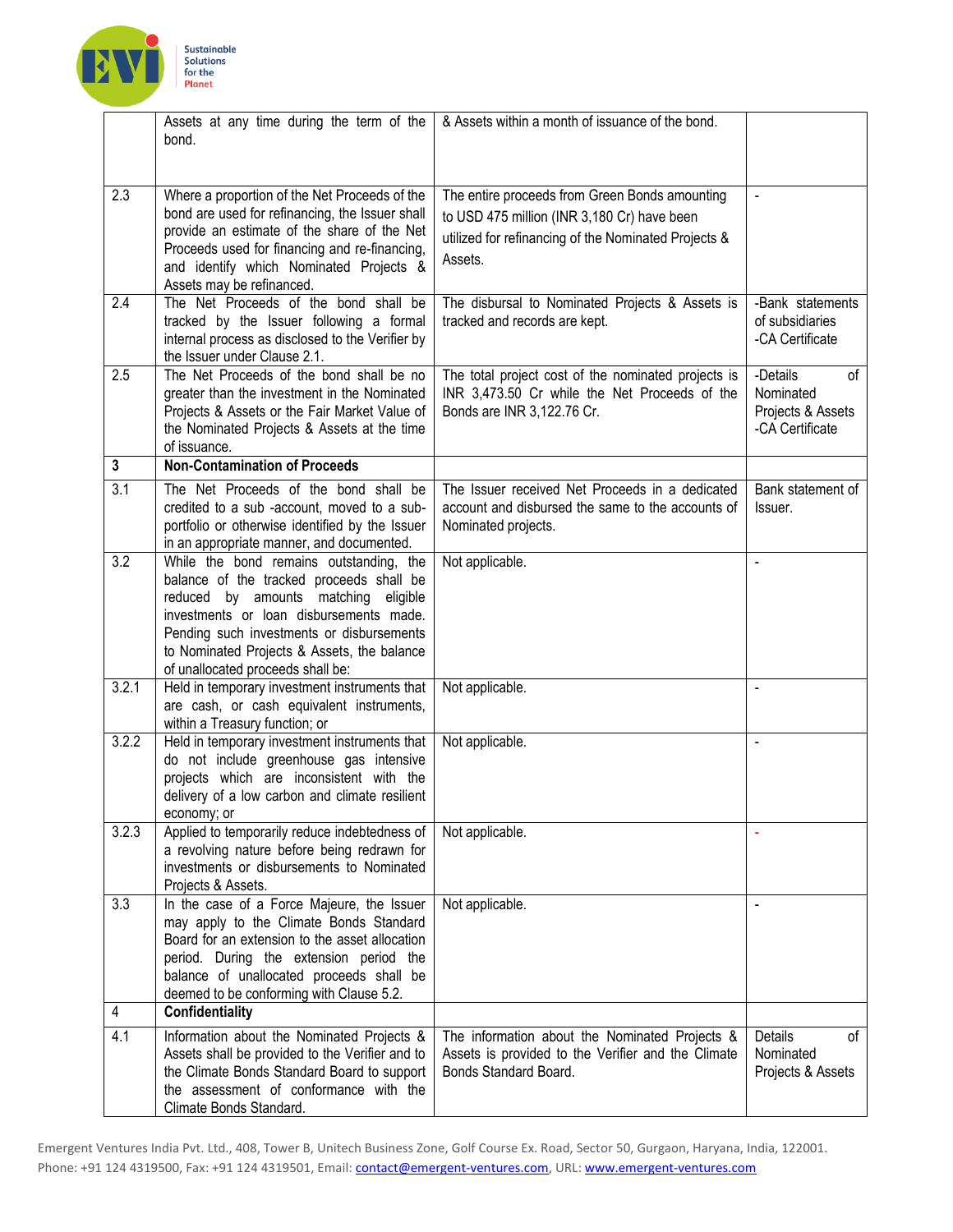| | | | |
|---|---|---|---|
| | Assets at any time during the term of the bond. | & Assets within a month of issuance of the bond. | |
| 2.3 | Where a proportion of the Net Proceeds of the bond are used for refinancing, the Issuer shall provide an estimate of the share of the Net Proceeds used for financing and re-financing, and identify which Nominated Projects & Assets may be refinanced. | The entire proceeds from Green Bonds amounting to USD 475 million (INR 3,180 Cr) have been utilized for refinancing of the Nominated Projects & Assets. | - |
| 2.4 | The Net Proceeds of the bond shall be tracked by the Issuer following a formal internal process as disclosed to the Verifier by the Issuer under Clause 2.1. | The disbursal to Nominated Projects & Assets is tracked and records are kept. | -Bank statements of subsidiaries<br>-CA Certificate |
| 2.5 | The Net Proceeds of the bond shall be no greater than the investment in the Nominated Projects & Assets or the Fair Market Value of the Nominated Projects & Assets at the time of issuance. | The total project cost of the nominated projects is INR 3,473.50 Cr while the Net Proceeds of the Bonds are INR 3,122.76 Cr. | -Details of Nominated Projects & Assets<br>-CA Certificate |
| **3** | **Non-Contamination of Proceeds** | | |
| 3.1 | The Net Proceeds of the bond shall be credited to a sub -account, moved to a sub-portfolio or otherwise identified by the Issuer in an appropriate manner, and documented. | The Issuer received Net Proceeds in a dedicated account and disbursed the same to the accounts of Nominated projects. | Bank statement of Issuer. |
| 3.2 | While the bond remains outstanding, the balance of the tracked proceeds shall be reduced by amounts matching eligible investments or loan disbursements made. Pending such investments or disbursements to Nominated Projects & Assets, the balance of unallocated proceeds shall be: | Not applicable. | - |
| 3.2.1 | Held in temporary investment instruments that are cash, or cash equivalent instruments, within a Treasury function; or | Not applicable. | - |
| 3.2.2 | Held in temporary investment instruments that do not include greenhouse gas intensive projects which are inconsistent with the delivery of a low carbon and climate resilient economy; or | Not applicable. | - |
| 3.2.3 | Applied to temporarily reduce indebtedness of a revolving nature before being redrawn for investments or disbursements to Nominated Projects & Assets. | Not applicable. | - |
| 3.3 | In the case of a Force Majeure, the Issuer may apply to the Climate Bonds Standard Board for an extension to the asset allocation period. During the extension period the balance of unallocated proceeds shall be deemed to be conforming with Clause 5.2. | Not applicable. | - |
| 4 | **Confidentiality** | | |
| 4.1 | Information about the Nominated Projects & Assets shall be provided to the Verifier and to the Climate Bonds Standard Board to support the assessment of conformance with the Climate Bonds Standard. | The information about the Nominated Projects & Assets is provided to the Verifier and the Climate Bonds Standard Board. | Details of Nominated Projects & Assets |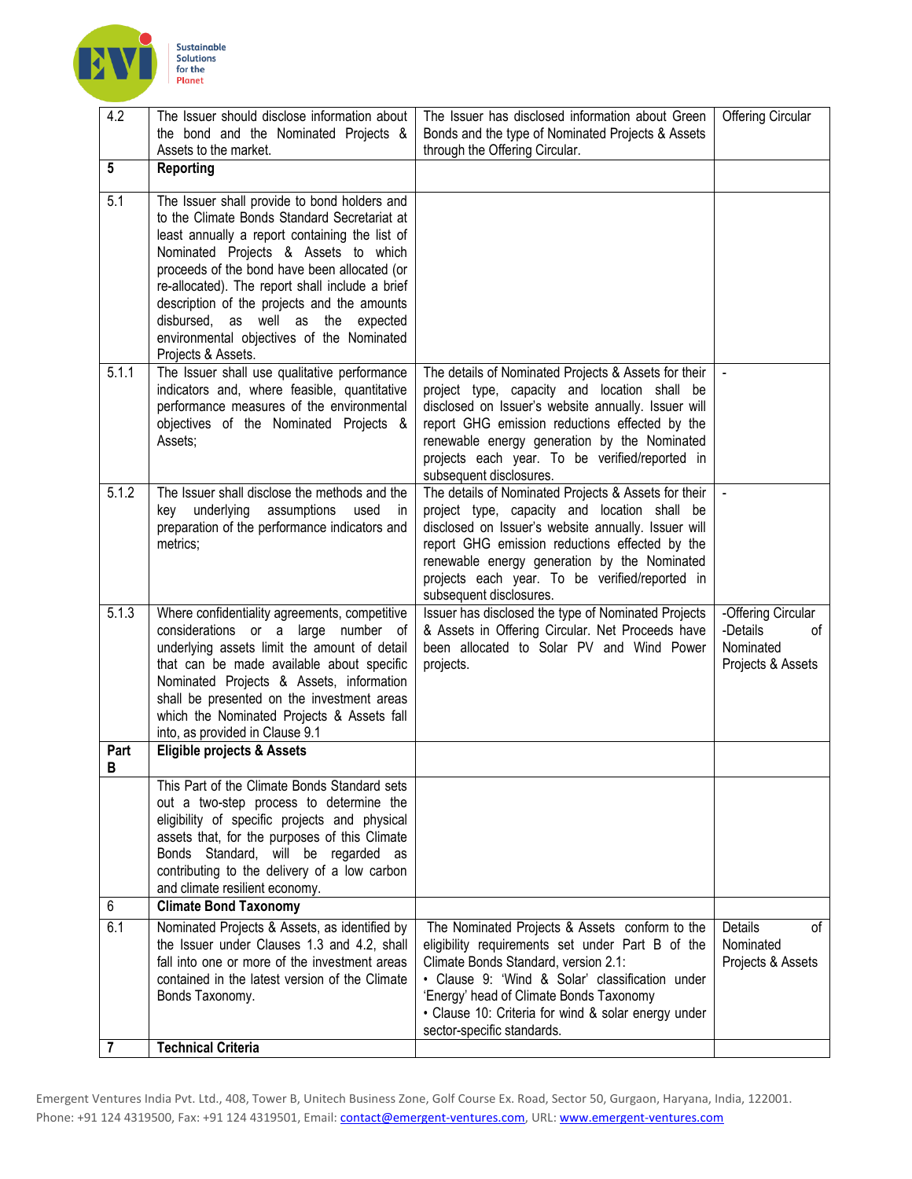| | | | |
|---|---|---|---|
| 4.2 | The Issuer should disclose information about the bond and the Nominated Projects & Assets to the market. | The Issuer has disclosed information about Green Bonds and the type of Nominated Projects & Assets through the Offering Circular. | Offering Circular |
| **5** | **Reporting** | | |
| 5.1 | The Issuer shall provide to bond holders and to the Climate Bonds Standard Secretariat at least annually a report containing the list of Nominated Projects & Assets to which proceeds of the bond have been allocated (or re-allocated). The report shall include a brief description of the projects and the amounts disbursed, as well as the expected environmental objectives of the Nominated Projects & Assets. | | |
| 5.1.1 | The Issuer shall use qualitative performance indicators and, where feasible, quantitative performance measures of the environmental objectives of the Nominated Projects & Assets; | The details of Nominated Projects & Assets for their project type, capacity and location shall be disclosed on Issuer's website annually. Issuer will report GHG emission reductions effected by the renewable energy generation by the Nominated projects each year. To be verified/reported in subsequent disclosures. | - |
| 5.1.2 | The Issuer shall disclose the methods and the key underlying assumptions used in preparation of the performance indicators and metrics; | The details of Nominated Projects & Assets for their project type, capacity and location shall be disclosed on Issuer's website annually. Issuer will report GHG emission reductions effected by the renewable energy generation by the Nominated projects each year. To be verified/reported in subsequent disclosures. | - |
| 5.1.3 | Where confidentiality agreements, competitive considerations or a large number of underlying assets limit the amount of detail that can be made available about specific Nominated Projects & Assets, information shall be presented on the investment areas which the Nominated Projects & Assets fall into, as provided in Clause 9.1 | Issuer has disclosed the type of Nominated Projects & Assets in Offering Circular. Net Proceeds have been allocated to Solar PV and Wind Power projects. | -Offering Circular<br>-Details of Nominated Projects & Assets |
| **Part B** | **Eligible projects & Assets** | | |
| | This Part of the Climate Bonds Standard sets out a two-step process to determine the eligibility of specific projects and physical assets that, for the purposes of this Climate Bonds Standard, will be regarded as contributing to the delivery of a low carbon and climate resilient economy. | | |
| 6 | **Climate Bond Taxonomy** | | |
| 6.1 | Nominated Projects & Assets, as identified by the Issuer under Clauses 1.3 and 4.2, shall fall into one or more of the investment areas contained in the latest version of the Climate Bonds Taxonomy. | The Nominated Projects & Assets conform to the eligibility requirements set under Part B of the Climate Bonds Standard, version 2.1:<br>• Clause 9: 'Wind & Solar' classification under 'Energy' head of Climate Bonds Taxonomy<br>• Clause 10: Criteria for wind & solar energy under sector-specific standards. | Details of Nominated Projects & Assets |
| **7** | **Technical Criteria** | | |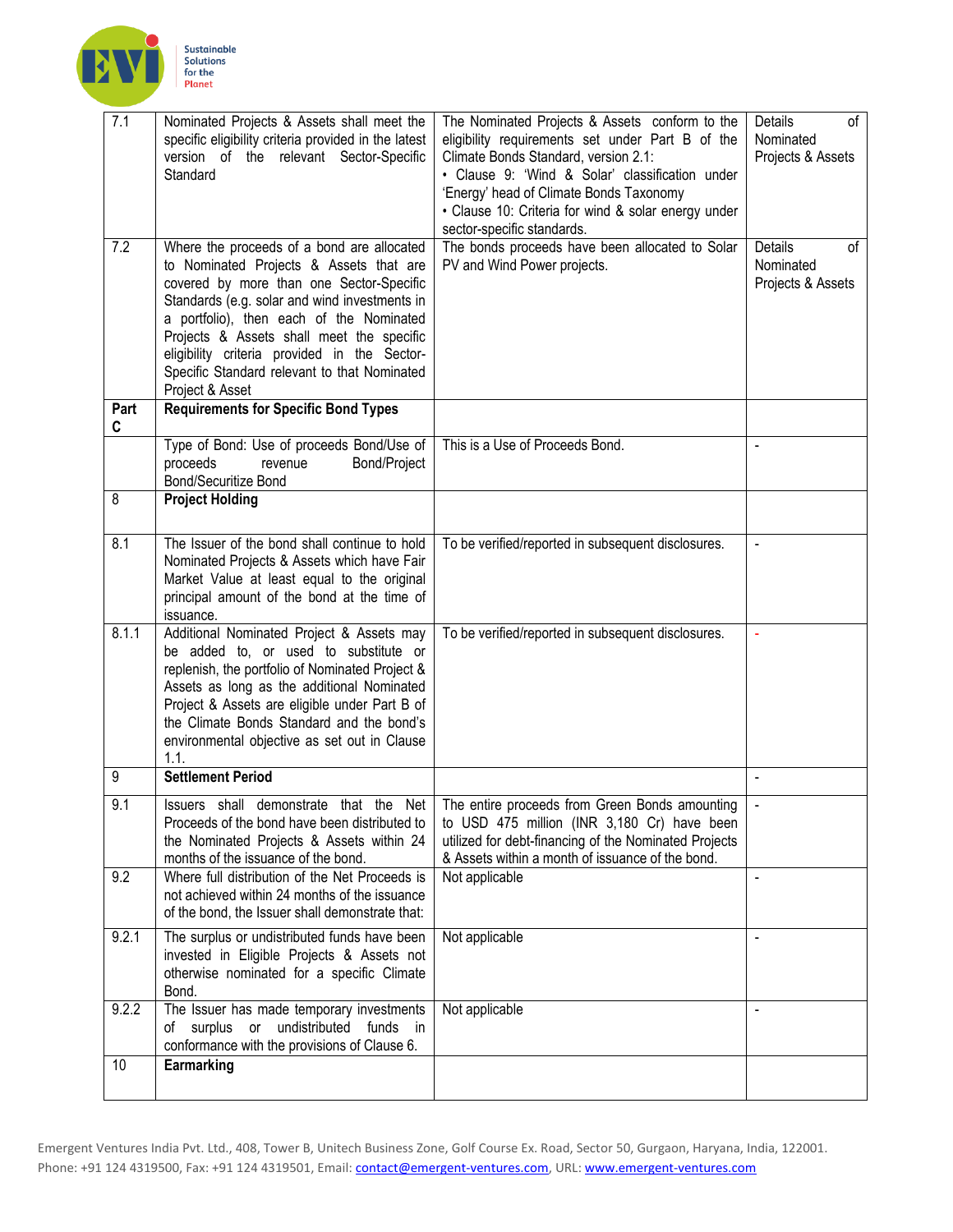| | | | |
|---|---|---|---|
| 7.1 | Nominated Projects & Assets shall meet the specific eligibility criteria provided in the latest version of the relevant Sector-Specific Standard | The Nominated Projects & Assets conform to the eligibility requirements set under Part B of the Climate Bonds Standard, version 2.1:<br>• Clause 9: 'Wind & Solar' classification under 'Energy' head of Climate Bonds Taxonomy<br>• Clause 10: Criteria for wind & solar energy under sector-specific standards. | Details of Nominated Projects & Assets |
| 7.2 | Where the proceeds of a bond are allocated to Nominated Projects & Assets that are covered by more than one Sector-Specific Standards (e.g. solar and wind investments in a portfolio), then each of the Nominated Projects & Assets shall meet the specific eligibility criteria provided in the Sector-Specific Standard relevant to that Nominated Project & Asset | The bonds proceeds have been allocated to Solar PV and Wind Power projects. | Details of Nominated Projects & Assets |
| **Part C** | **Requirements for Specific Bond Types** | | |
| | Type of Bond: Use of proceeds Bond/Use of proceeds revenue Bond/Project Bond/Securitize Bond | This is a Use of Proceeds Bond. | - |
| 8 | **Project Holding** | | |
| 8.1 | The Issuer of the bond shall continue to hold Nominated Projects & Assets which have Fair Market Value at least equal to the original principal amount of the bond at the time of issuance. | To be verified/reported in subsequent disclosures. | - |
| 8.1.1 | Additional Nominated Project & Assets may be added to, or used to substitute or replenish, the portfolio of Nominated Project & Assets as long as the additional Nominated Project & Assets are eligible under Part B of the Climate Bonds Standard and the bond's environmental objective as set out in Clause 1.1. | To be verified/reported in subsequent disclosures. | - |
| 9 | **Settlement Period** | | - |
| 9.1 | Issuers shall demonstrate that the Net Proceeds of the bond have been distributed to the Nominated Projects & Assets within 24 months of the issuance of the bond. | The entire proceeds from Green Bonds amounting to USD 475 million (INR 3,180 Cr) have been utilized for debt-financing of the Nominated Projects & Assets within a month of issuance of the bond. | - |
| 9.2 | Where full distribution of the Net Proceeds is not achieved within 24 months of the issuance of the bond, the Issuer shall demonstrate that: | Not applicable | - |
| 9.2.1 | The surplus or undistributed funds have been invested in Eligible Projects & Assets not otherwise nominated for a specific Climate Bond. | Not applicable | - |
| 9.2.2 | The Issuer has made temporary investments of surplus or undistributed funds in conformance with the provisions of Clause 6. | Not applicable | - |
| 10 | **Earmarking** | | |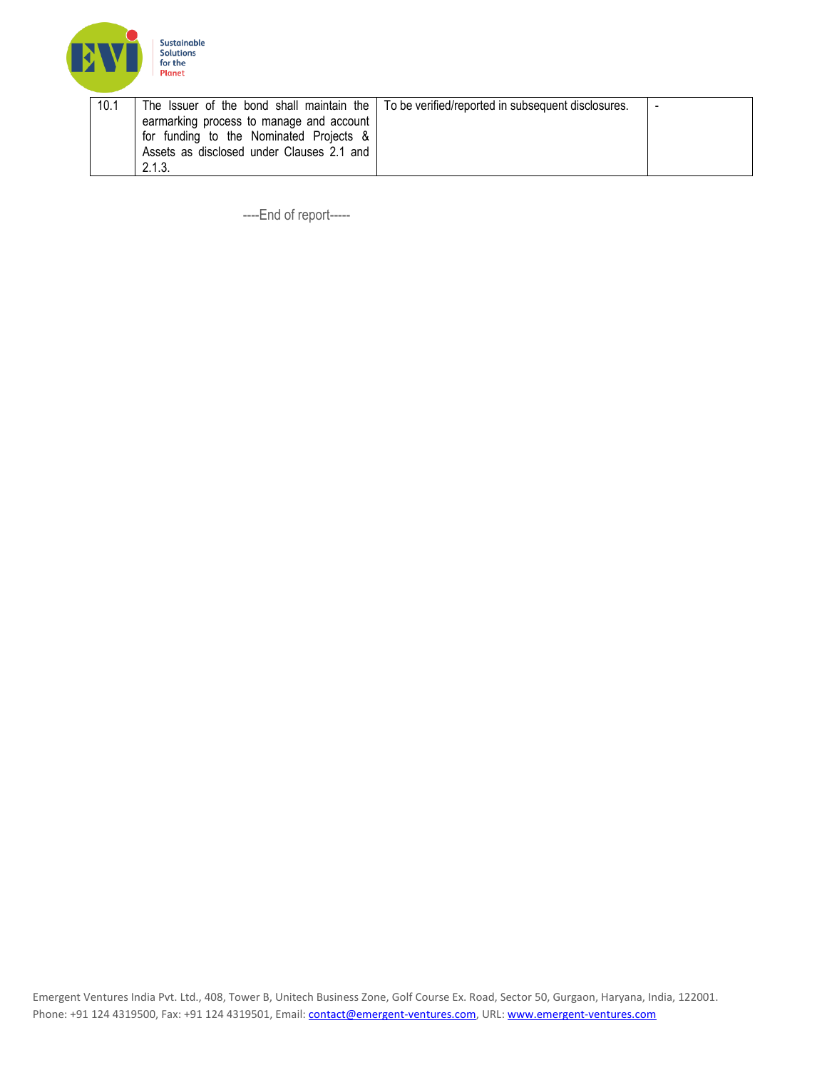| | | | |
|---|---|---|---|
| 10.1 | The Issuer of the bond shall maintain the earmarking process to manage and account for funding to the Nominated Projects & Assets as disclosed under Clauses 2.1 and 2.1.3. | To be verified/reported in subsequent disclosures. | - |

----End of report-----